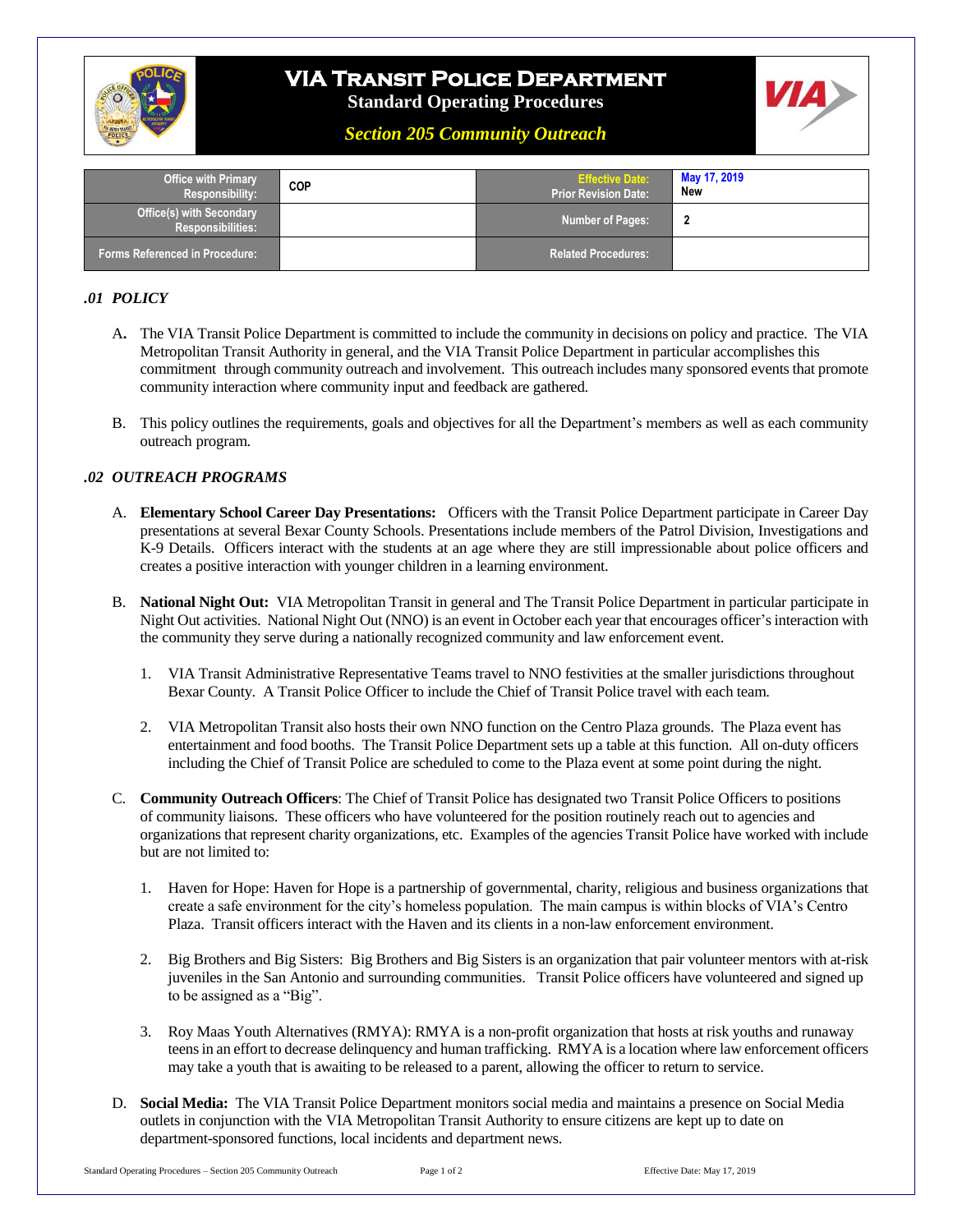# VIA Transit Police Department

**Standard Operating Procedures**

***Section 205 Community Outreach***

| Office with Primary Responsibility: | COP | Effective Date: Prior Revision Date: | May 17, 2019 New |
|---|---|---|---|
| Office(s) with Secondary Responsibilities: | | Number of Pages: | 2 |
| Forms Referenced in Procedure: | | Related Procedures: | |

## *.01 POLICY*

A. The VIA Transit Police Department is committed to include the community in decisions on policy and practice. The VIA Metropolitan Transit Authority in general, and the VIA Transit Police Department in particular accomplishes this commitment through community outreach and involvement. This outreach includes many sponsored events that promote community interaction where community input and feedback are gathered.

B. This policy outlines the requirements, goals and objectives for all the Department's members as well as each community outreach program.

## *.02 OUTREACH PROGRAMS*

A. **Elementary School Career Day Presentations:** Officers with the Transit Police Department participate in Career Day presentations at several Bexar County Schools. Presentations include members of the Patrol Division, Investigations and K-9 Details. Officers interact with the students at an age where they are still impressionable about police officers and creates a positive interaction with younger children in a learning environment.

B. **National Night Out:** VIA Metropolitan Transit in general and The Transit Police Department in particular participate in Night Out activities. National Night Out (NNO) is an event in October each year that encourages officer's interaction with the community they serve during a nationally recognized community and law enforcement event.

1. VIA Transit Administrative Representative Teams travel to NNO festivities at the smaller jurisdictions throughout Bexar County. A Transit Police Officer to include the Chief of Transit Police travel with each team.

2. VIA Metropolitan Transit also hosts their own NNO function on the Centro Plaza grounds. The Plaza event has entertainment and food booths. The Transit Police Department sets up a table at this function. All on-duty officers including the Chief of Transit Police are scheduled to come to the Plaza event at some point during the night.

C. **Community Outreach Officers**: The Chief of Transit Police has designated two Transit Police Officers to positions of community liaisons. These officers who have volunteered for the position routinely reach out to agencies and organizations that represent charity organizations, etc. Examples of the agencies Transit Police have worked with include but are not limited to:

1. Haven for Hope: Haven for Hope is a partnership of governmental, charity, religious and business organizations that create a safe environment for the city's homeless population. The main campus is within blocks of VIA's Centro Plaza. Transit officers interact with the Haven and its clients in a non-law enforcement environment.

2. Big Brothers and Big Sisters: Big Brothers and Big Sisters is an organization that pair volunteer mentors with at-risk juveniles in the San Antonio and surrounding communities. Transit Police officers have volunteered and signed up to be assigned as a "Big".

3. Roy Maas Youth Alternatives (RMYA): RMYA is a non-profit organization that hosts at risk youths and runaway teens in an effort to decrease delinquency and human trafficking. RMYA is a location where law enforcement officers may take a youth that is awaiting to be released to a parent, allowing the officer to return to service.

D. **Social Media:** The VIA Transit Police Department monitors social media and maintains a presence on Social Media outlets in conjunction with the VIA Metropolitan Transit Authority to ensure citizens are kept up to date on department-sponsored functions, local incidents and department news.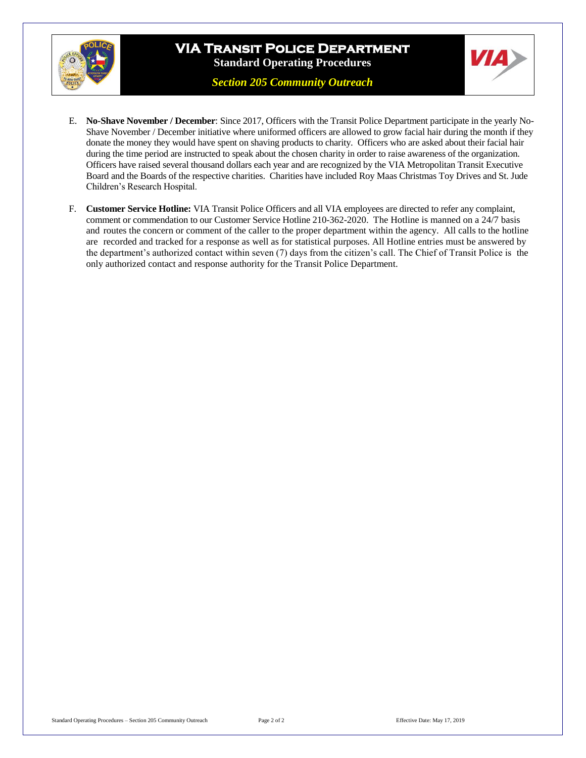E. **No-Shave November / December**: Since 2017, Officers with the Transit Police Department participate in the yearly No-Shave November / December initiative where uniformed officers are allowed to grow facial hair during the month if they donate the money they would have spent on shaving products to charity. Officers who are asked about their facial hair during the time period are instructed to speak about the chosen charity in order to raise awareness of the organization. Officers have raised several thousand dollars each year and are recognized by the VIA Metropolitan Transit Executive Board and the Boards of the respective charities. Charities have included Roy Maas Christmas Toy Drives and St. Jude Children's Research Hospital.

F. **Customer Service Hotline:** VIA Transit Police Officers and all VIA employees are directed to refer any complaint, comment or commendation to our Customer Service Hotline 210-362-2020. The Hotline is manned on a 24/7 basis and routes the concern or comment of the caller to the proper department within the agency. All calls to the hotline are recorded and tracked for a response as well as for statistical purposes. All Hotline entries must be answered by the department's authorized contact within seven (7) days from the citizen's call. The Chief of Transit Police is the only authorized contact and response authority for the Transit Police Department.